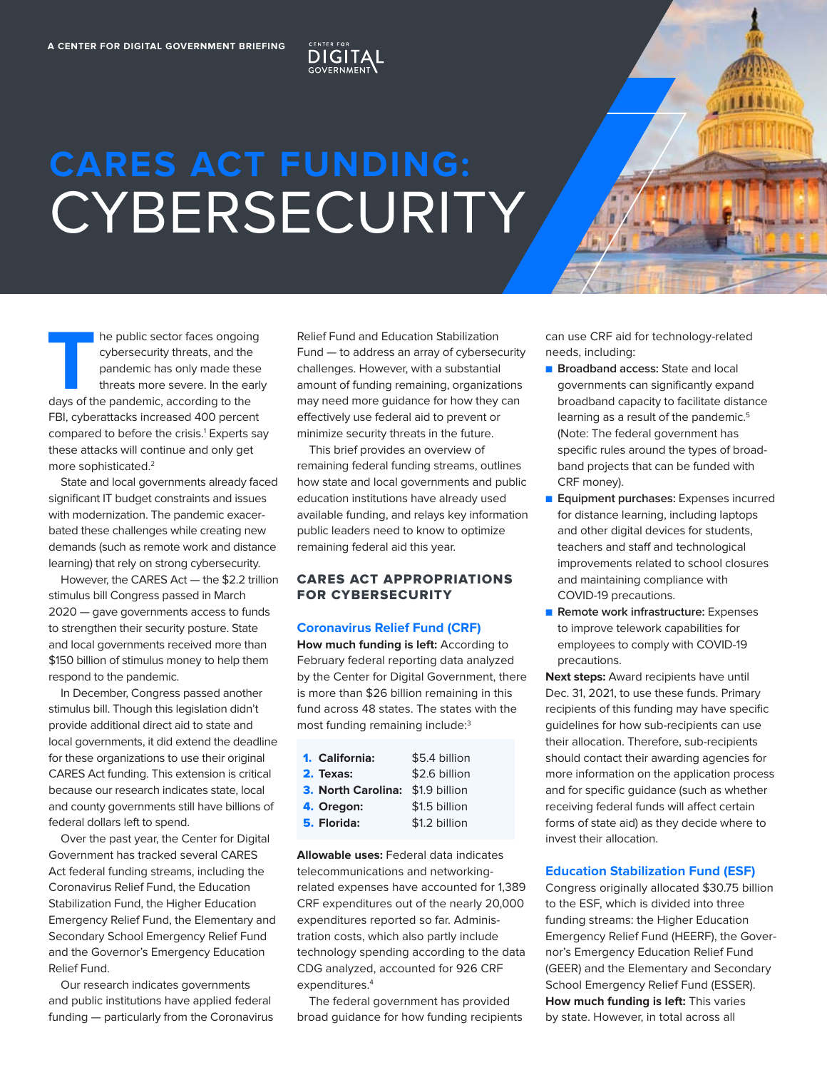A CENTER FOR DIGITAL GOVERNMENT BRIEFING

# CARES ACT FUNDING: CYBERSECURITY

The public sector faces ongoing cybersecurity threats, and the pandemic has only made these threats more severe. In the early days of the pandemic, according to the FBI, cyberattacks increased 400 percent compared to before the crisis.[1] Experts say these attacks will continue and only get more sophisticated.[2]

State and local governments already faced significant IT budget constraints and issues with modernization. The pandemic exacerbated these challenges while creating new demands (such as remote work and distance learning) that rely on strong cybersecurity.

However, the CARES Act — the $2.2 trillion stimulus bill Congress passed in March 2020 — gave governments access to funds to strengthen their security posture. State and local governments received more than $150 billion of stimulus money to help them respond to the pandemic.

In December, Congress passed another stimulus bill. Though this legislation didn't provide additional direct aid to state and local governments, it did extend the deadline for these organizations to use their original CARES Act funding. This extension is critical because our research indicates state, local and county governments still have billions of federal dollars left to spend.

Over the past year, the Center for Digital Government has tracked several CARES Act federal funding streams, including the Coronavirus Relief Fund, the Education Stabilization Fund, the Higher Education Emergency Relief Fund, the Elementary and Secondary School Emergency Relief Fund and the Governor's Emergency Education Relief Fund.

Our research indicates governments and public institutions have applied federal funding — particularly from the Coronavirus Relief Fund and Education Stabilization Fund — to address an array of cybersecurity challenges. However, with a substantial amount of funding remaining, organizations may need more guidance for how they can effectively use federal aid to prevent or minimize security threats in the future.

This brief provides an overview of remaining federal funding streams, outlines how state and local governments and public education institutions have already used available funding, and relays key information public leaders need to know to optimize remaining federal aid this year.

## CARES ACT APPROPRIATIONS FOR CYBERSECURITY

### Coronavirus Relief Fund (CRF)

**How much funding is left:** According to February federal reporting data analyzed by the Center for Digital Government, there is more than $26 billion remaining in this fund across 48 states. The states with the most funding remaining include:[3]

1. **California:** $5.4 billion
2. **Texas:** $2.6 billion
3. **North Carolina:** $1.9 billion
4. **Oregon:** $1.5 billion
5. **Florida:** $1.2 billion

**Allowable uses:** Federal data indicates telecommunications and networking-related expenses have accounted for 1,389 CRF expenditures out of the nearly 20,000 expenditures reported so far. Administration costs, which also partly include technology spending according to the data CDG analyzed, accounted for 926 CRF expenditures.[4]

The federal government has provided broad guidance for how funding recipients can use CRF aid for technology-related needs, including:

- **Broadband access:** State and local governments can significantly expand broadband capacity to facilitate distance learning as a result of the pandemic.[5] (Note: The federal government has specific rules around the types of broadband projects that can be funded with CRF money).
- **Equipment purchases:** Expenses incurred for distance learning, including laptops and other digital devices for students, teachers and staff and technological improvements related to school closures and maintaining compliance with COVID-19 precautions.
- **Remote work infrastructure:** Expenses to improve telework capabilities for employees to comply with COVID-19 precautions.

**Next steps:** Award recipients have until Dec. 31, 2021, to use these funds. Primary recipients of this funding may have specific guidelines for how sub-recipients can use their allocation. Therefore, sub-recipients should contact their awarding agencies for more information on the application process and for specific guidance (such as whether receiving federal funds will affect certain forms of state aid) as they decide where to invest their allocation.

### Education Stabilization Fund (ESF)

Congress originally allocated $30.75 billion to the ESF, which is divided into three funding streams: the Higher Education Emergency Relief Fund (HEERF), the Governor's Emergency Education Relief Fund (GEER) and the Elementary and Secondary School Emergency Relief Fund (ESSER).

**How much funding is left:** This varies by state. However, in total across all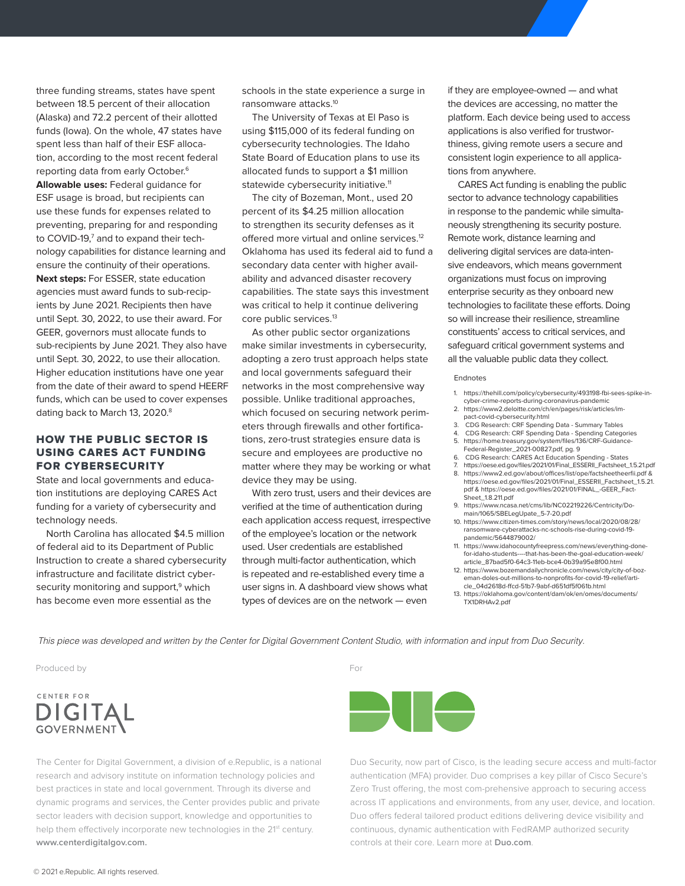three funding streams, states have spent between 18.5 percent of their allocation (Alaska) and 72.2 percent of their allotted funds (Iowa). On the whole, 47 states have spent less than half of their ESF allocation, according to the most recent federal reporting data from early October.[6]

**Allowable uses:** Federal guidance for ESF usage is broad, but recipients can use these funds for expenses related to preventing, preparing for and responding to COVID-19,[7] and to expand their technology capabilities for distance learning and ensure the continuity of their operations.

**Next steps:** For ESSER, state education agencies must award funds to sub-recipients by June 2021. Recipients then have until Sept. 30, 2022, to use their award. For GEER, governors must allocate funds to sub-recipients by June 2021. They also have until Sept. 30, 2022, to use their allocation. Higher education institutions have one year from the date of their award to spend HEERF funds, which can be used to cover expenses dating back to March 13, 2020.[8]

## HOW THE PUBLIC SECTOR IS USING CARES ACT FUNDING FOR CYBERSECURITY

State and local governments and education institutions are deploying CARES Act funding for a variety of cybersecurity and technology needs.

North Carolina has allocated $4.5 million of federal aid to its Department of Public Instruction to create a shared cybersecurity infrastructure and facilitate district cybersecurity monitoring and support,[9] which has become even more essential as the schools in the state experience a surge in ransomware attacks.[10]

The University of Texas at El Paso is using $115,000 of its federal funding on cybersecurity technologies. The Idaho State Board of Education plans to use its allocated funds to support a $1 million statewide cybersecurity initiative.[11]

The city of Bozeman, Mont., used 20 percent of its $4.25 million allocation to strengthen its security defenses as it offered more virtual and online services.[12] Oklahoma has used its federal aid to fund a secondary data center with higher availability and advanced disaster recovery capabilities. The state says this investment was critical to help it continue delivering core public services.[13]

As other public sector organizations make similar investments in cybersecurity, adopting a zero trust approach helps state and local governments safeguard their networks in the most comprehensive way possible. Unlike traditional approaches, which focused on securing network perimeters through firewalls and other fortifications, zero-trust strategies ensure data is secure and employees are productive no matter where they may be working or what device they may be using.

With zero trust, users and their devices are verified at the time of authentication during each application access request, irrespective of the employee's location or the network used. User credentials are established through multi-factor authentication, which is repeated and re-established every time a user signs in. A dashboard view shows what types of devices are on the network — even if they are employee-owned — and what the devices are accessing, no matter the platform. Each device being used to access applications is also verified for trustworthiness, giving remote users a secure and consistent login experience to all applications from anywhere.

CARES Act funding is enabling the public sector to advance technology capabilities in response to the pandemic while simultaneously strengthening its security posture. Remote work, distance learning and delivering digital services are data-intensive endeavors, which means government organizations must focus on improving enterprise security as they onboard new technologies to facilitate these efforts. Doing so will increase their resilience, streamline constituents' access to critical services, and safeguard critical government systems and all the valuable public data they collect.

Endnotes

1. https://thehill.com/policy/cybersecurity/493198-fbi-sees-spike-in-cyber-crime-reports-during-coronavirus-pandemic
2. https://www2.deloitte.com/ch/en/pages/risk/articles/impact-covid-cybersecurity.html
3. CDG Research: CRF Spending Data - Summary Tables
4. CDG Research: CRF Spending Data - Spending Categories
5. https://home.treasury.gov/system/files/136/CRF-Guidance-Federal-Register_2021-00827.pdf, pg. 9
6. CDG Research: CARES Act Education Spending - States
7. https://oese.ed.gov/files/2021/01/Final_ESSERII_Factsheet_1.5.21.pdf
8. https://www2.ed.gov/about/offices/list/ope/factsheetheerfii.pdf & https://oese.ed.gov/files/2021/01/Final_ESSERII_Factsheet_1.5.21.pdf & https://oese.ed.gov/files/2021/01/FINAL_-GEER_Fact-Sheet_1.8.211.pdf
9. https://www.ncasa.net/cms/lib/NC02219226/Centricity/Domain/1065/SBELegUpate_5-7-20.pdf
10. https://www.citizen-times.com/story/news/local/2020/08/28/ransomware-cyberattacks-nc-schools-rise-during-covid-19-pandemic/5644879002/
11. https://www.idahocountyfreepress.com/news/everything-done-for-idaho-students----that-has-been-the-goal-education-week/article_87bad5f0-64c3-11eb-bce4-0b39a95e8f00.html
12. https://www.bozemandailychronicle.com/news/city/city-of-bozeman-doles-out-millions-to-nonprofits-for-covid-19-relief/article_04d2618d-ffcd-51b7-9abf-d651df5f061b.html
13. https://oklahoma.gov/content/dam/ok/en/omes/documents/TX1DRHAv2.pdf

*This piece was developed and written by the Center for Digital Government Content Studio, with information and input from Duo Security.*

Produced by

CENTER FOR DIGITAL GOVERNMENT

The Center for Digital Government, a division of e.Republic, is a national research and advisory institute on information technology policies and best practices in state and local government. Through its diverse and dynamic programs and services, the Center provides public and private sector leaders with decision support, knowledge and opportunities to help them effectively incorporate new technologies in the 21st century. **www.centerdigitalgov.com.**

For

DUO

Duo Security, now part of Cisco, is the leading secure access and multi-factor authentication (MFA) provider. Duo comprises a key pillar of Cisco Secure's Zero Trust offering, the most com-prehensive approach to securing access across IT applications and environments, from any user, device, and location. Duo offers federal tailored product editions delivering device visibility and continuous, dynamic authentication with FedRAMP authorized security controls at their core. Learn more at **Duo.com**.

© 2021 e.Republic. All rights reserved.